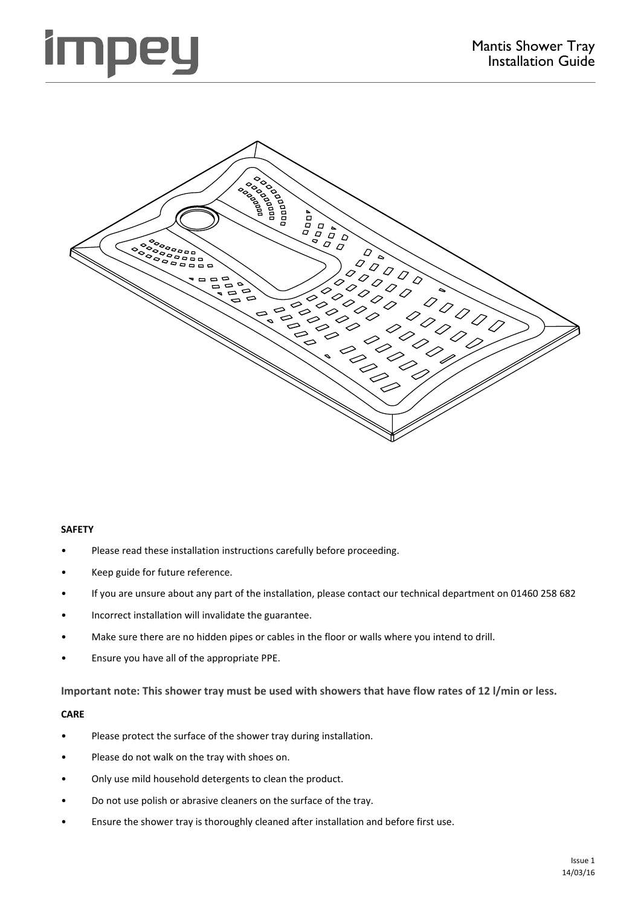# Mantis Shower Tray
## Installation Guide

**SAFETY**

- Please read these installation instructions carefully before proceeding.
- Keep guide for future reference.
- If you are unsure about any part of the installation, please contact our technical department on 01460 258 682
- Incorrect installation will invalidate the guarantee.
- Make sure there are no hidden pipes or cables in the floor or walls where you intend to drill.
- Ensure you have all of the appropriate PPE.

**Important note: This shower tray must be used with showers that have flow rates of 12 l/min or less.**

**CARE**

- Please protect the surface of the shower tray during installation.
- Please do not walk on the tray with shoes on.
- Only use mild household detergents to clean the product.
- Do not use polish or abrasive cleaners on the surface of the tray.
- Ensure the shower tray is thoroughly cleaned after installation and before first use.

Issue 1
14/03/16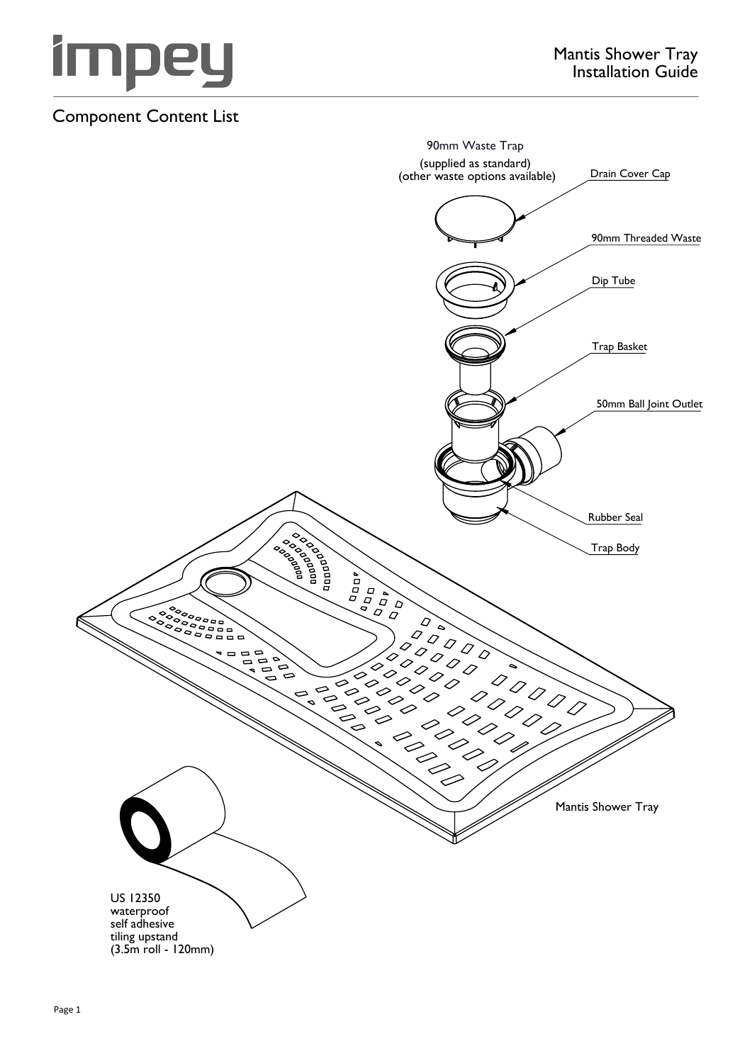# Mantis Shower Tray Installation Guide

## Component Content List

90mm Waste Trap

(supplied as standard)
(other waste options available)

- Drain Cover Cap
- 90mm Threaded Waste
- Dip Tube
- Trap Basket
- 50mm Ball Joint Outlet
- Rubber Seal
- Trap Body

Mantis Shower Tray

US 12350
waterproof
self adhesive
tiling upstand
(3.5m roll - 120mm)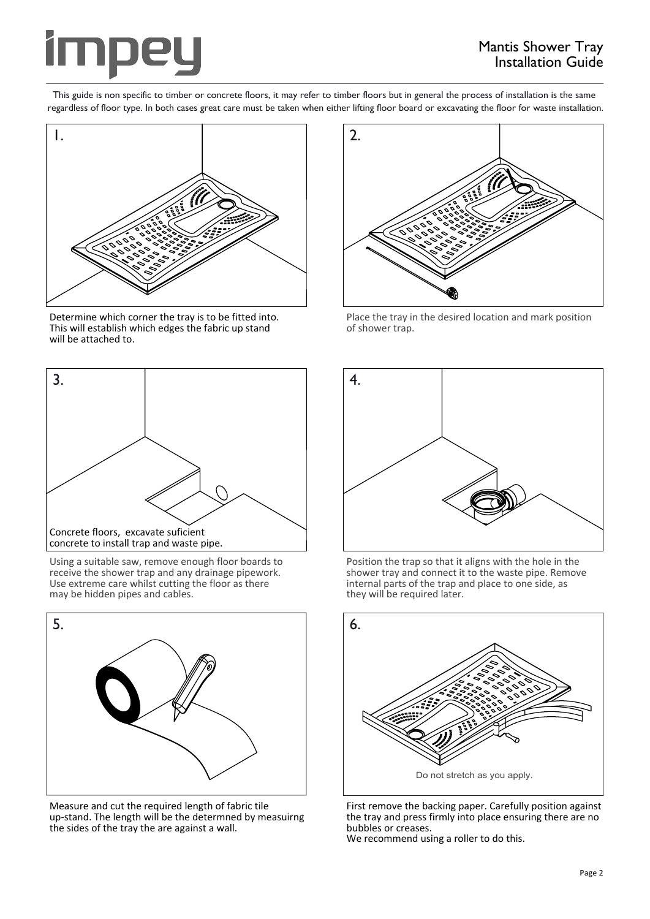# Mantis Shower Tray Installation Guide

This guide is non specific to timber or concrete floors, it may refer to timber floors but in general the process of installation is the same regardless of floor type. In both cases great care must be taken when either lifting floor board or excavating the floor for waste installation.

1.

Determine which corner the tray is to be fitted into. This will establish which edges the fabric up stand will be attached to.

2.

Place the tray in the desired location and mark position of shower trap.

3.

Concrete floors, excavate suficient concrete to install trap and waste pipe.

Using a suitable saw, remove enough floor boards to receive the shower trap and any drainage pipework. Use extreme care whilst cutting the floor as there may be hidden pipes and cables.

4.

Position the trap so that it aligns with the hole in the shower tray and connect it to the waste pipe. Remove internal parts of the trap and place to one side, as they will be required later.

5.

Measure and cut the required length of fabric tile up-stand. The length will be the determned by measuirng the sides of the tray the are against a wall.

6.

Do not stretch as you apply.

First remove the backing paper. Carefully position against the tray and press firmly into place ensuring there are no bubbles or creases.
We recommend using a roller to do this.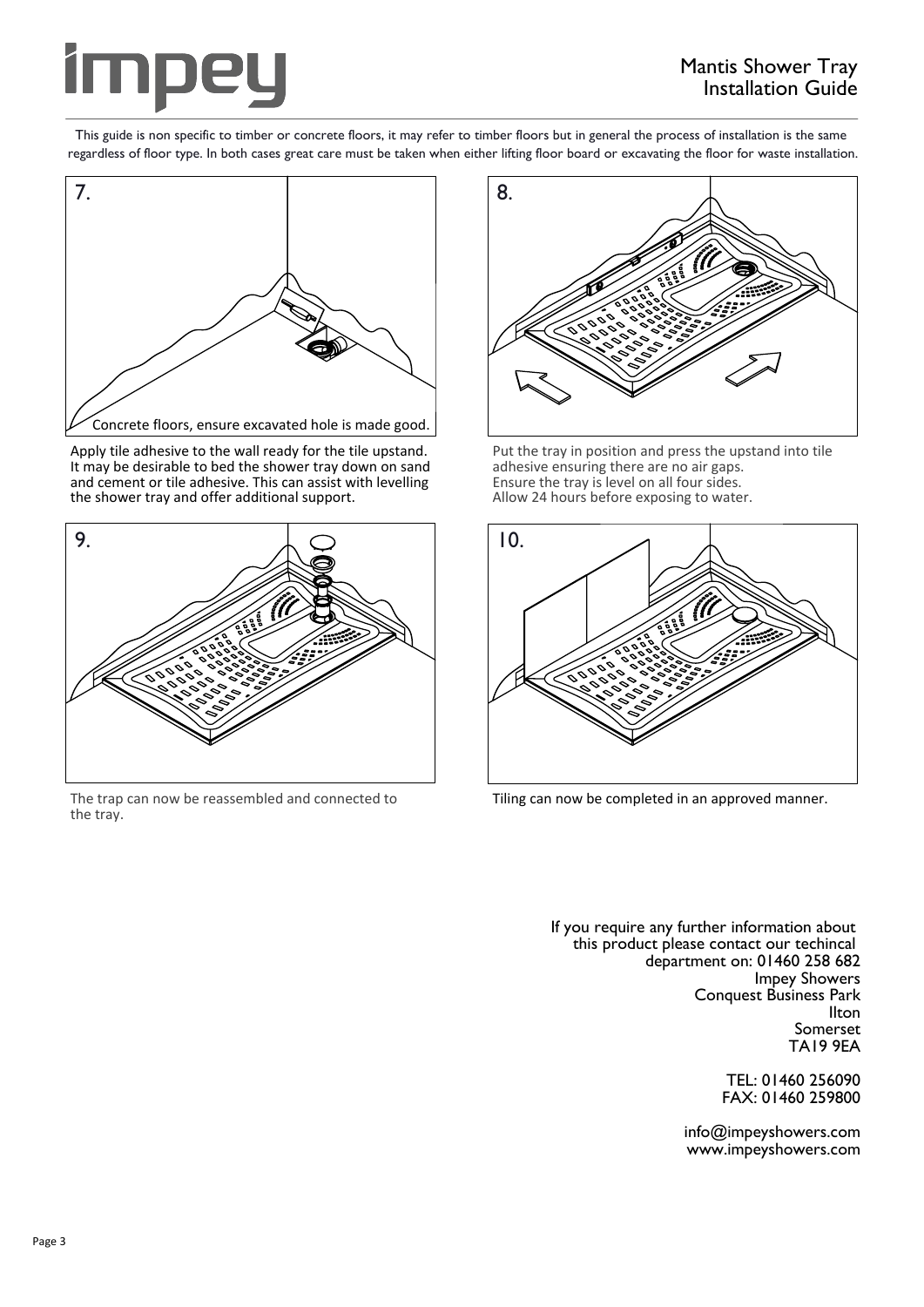# Mantis Shower Tray Installation Guide

This guide is non specific to timber or concrete floors, it may refer to timber floors but in general the process of installation is the same regardless of floor type. In both cases great care must be taken when either lifting floor board or excavating the floor for waste installation.

7.

Concrete floors, ensure excavated hole is made good.

Apply tile adhesive to the wall ready for the tile upstand. It may be desirable to bed the shower tray down on sand and cement or tile adhesive. This can assist with levelling the shower tray and offer additional support.

8.

Put the tray in position and press the upstand into tile adhesive ensuring there are no air gaps.
Ensure the tray is level on all four sides.
Allow 24 hours before exposing to water.

9.

The trap can now be reassembled and connected to the tray.

10.

Tiling can now be completed in an approved manner.

If you require any further information about this product please contact our techincal department on: 01460 258 682
Impey Showers
Conquest Business Park
Ilton
Somerset
TA19 9EA

TEL: 01460 256090
FAX: 01460 259800

info@impeyshowers.com
www.impeyshowers.com